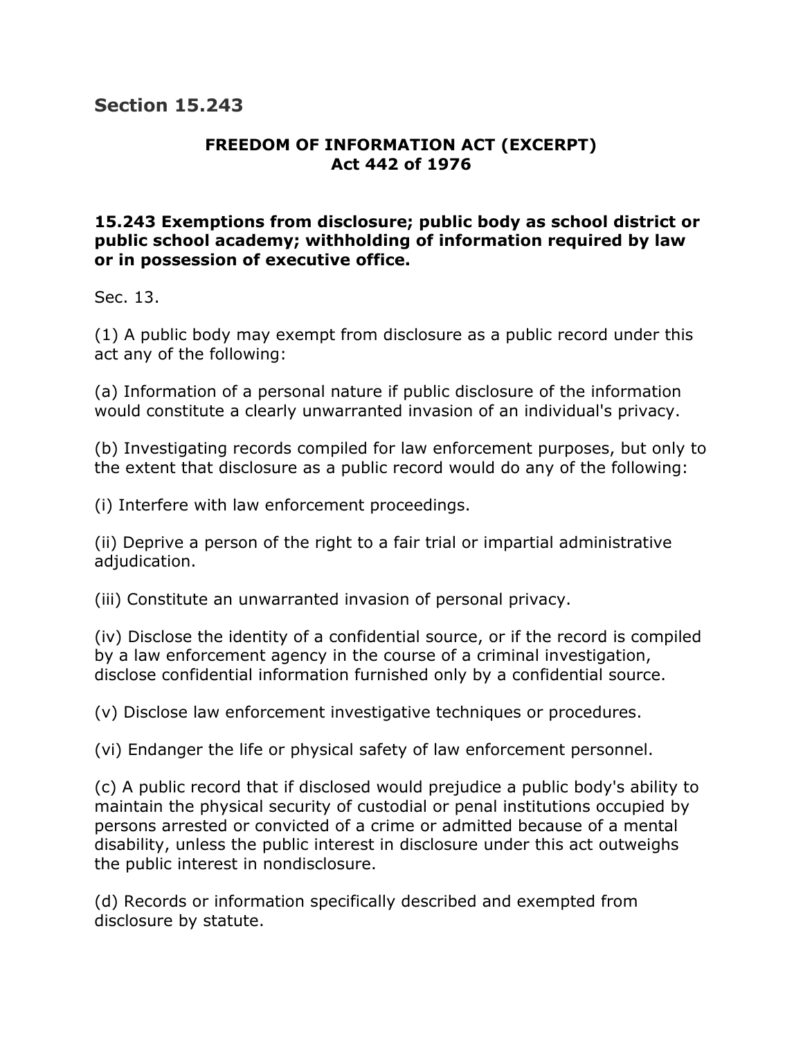## Section 15.243

**FREEDOM OF INFORMATION ACT (EXCERPT)**
**Act 442 of 1976**

### 15.243 Exemptions from disclosure; public body as school district or public school academy; withholding of information required by law or in possession of executive office.

Sec. 13.

(1) A public body may exempt from disclosure as a public record under this act any of the following:

(a) Information of a personal nature if public disclosure of the information would constitute a clearly unwarranted invasion of an individual's privacy.

(b) Investigating records compiled for law enforcement purposes, but only to the extent that disclosure as a public record would do any of the following:

(i) Interfere with law enforcement proceedings.

(ii) Deprive a person of the right to a fair trial or impartial administrative adjudication.

(iii) Constitute an unwarranted invasion of personal privacy.

(iv) Disclose the identity of a confidential source, or if the record is compiled by a law enforcement agency in the course of a criminal investigation, disclose confidential information furnished only by a confidential source.

(v) Disclose law enforcement investigative techniques or procedures.

(vi) Endanger the life or physical safety of law enforcement personnel.

(c) A public record that if disclosed would prejudice a public body's ability to maintain the physical security of custodial or penal institutions occupied by persons arrested or convicted of a crime or admitted because of a mental disability, unless the public interest in disclosure under this act outweighs the public interest in nondisclosure.

(d) Records or information specifically described and exempted from disclosure by statute.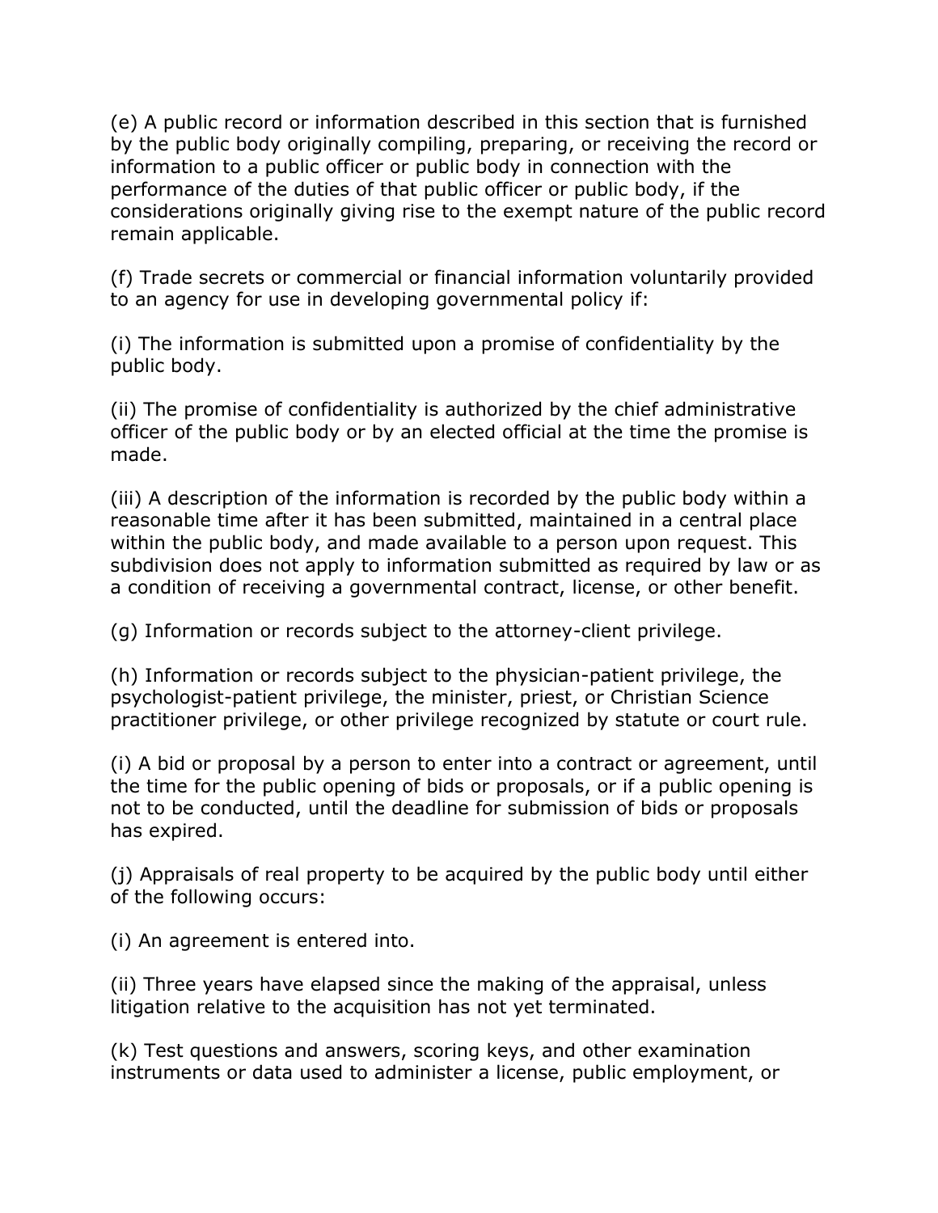(e) A public record or information described in this section that is furnished by the public body originally compiling, preparing, or receiving the record or information to a public officer or public body in connection with the performance of the duties of that public officer or public body, if the considerations originally giving rise to the exempt nature of the public record remain applicable.

(f) Trade secrets or commercial or financial information voluntarily provided to an agency for use in developing governmental policy if:

(i) The information is submitted upon a promise of confidentiality by the public body.

(ii) The promise of confidentiality is authorized by the chief administrative officer of the public body or by an elected official at the time the promise is made.

(iii) A description of the information is recorded by the public body within a reasonable time after it has been submitted, maintained in a central place within the public body, and made available to a person upon request. This subdivision does not apply to information submitted as required by law or as a condition of receiving a governmental contract, license, or other benefit.

(g) Information or records subject to the attorney-client privilege.

(h) Information or records subject to the physician-patient privilege, the psychologist-patient privilege, the minister, priest, or Christian Science practitioner privilege, or other privilege recognized by statute or court rule.

(i) A bid or proposal by a person to enter into a contract or agreement, until the time for the public opening of bids or proposals, or if a public opening is not to be conducted, until the deadline for submission of bids or proposals has expired.

(j) Appraisals of real property to be acquired by the public body until either of the following occurs:

(i) An agreement is entered into.

(ii) Three years have elapsed since the making of the appraisal, unless litigation relative to the acquisition has not yet terminated.

(k) Test questions and answers, scoring keys, and other examination instruments or data used to administer a license, public employment, or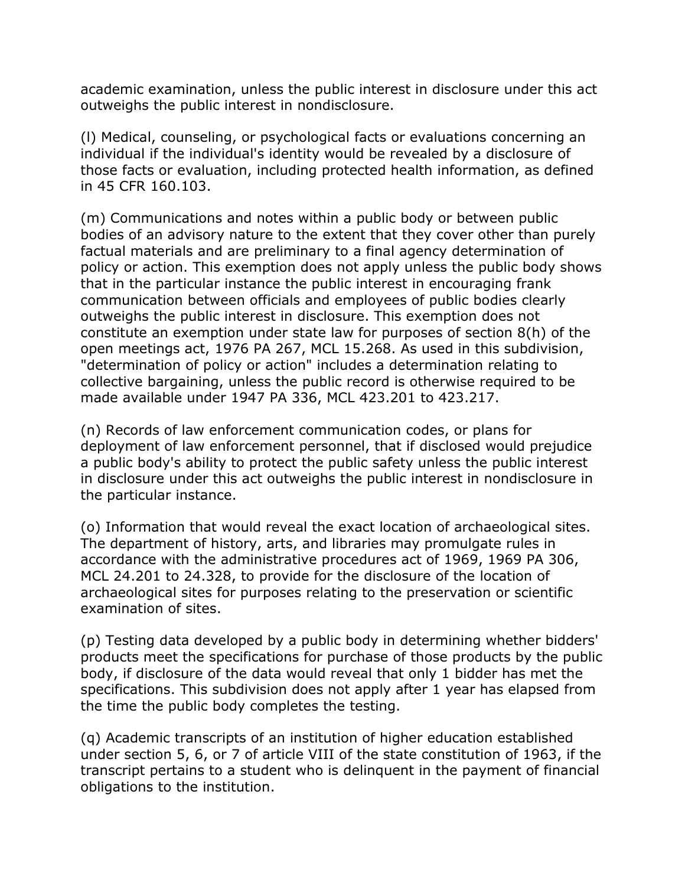academic examination, unless the public interest in disclosure under this act outweighs the public interest in nondisclosure.

(l) Medical, counseling, or psychological facts or evaluations concerning an individual if the individual's identity would be revealed by a disclosure of those facts or evaluation, including protected health information, as defined in 45 CFR 160.103.

(m) Communications and notes within a public body or between public bodies of an advisory nature to the extent that they cover other than purely factual materials and are preliminary to a final agency determination of policy or action. This exemption does not apply unless the public body shows that in the particular instance the public interest in encouraging frank communication between officials and employees of public bodies clearly outweighs the public interest in disclosure. This exemption does not constitute an exemption under state law for purposes of section 8(h) of the open meetings act, 1976 PA 267, MCL 15.268. As used in this subdivision, "determination of policy or action" includes a determination relating to collective bargaining, unless the public record is otherwise required to be made available under 1947 PA 336, MCL 423.201 to 423.217.

(n) Records of law enforcement communication codes, or plans for deployment of law enforcement personnel, that if disclosed would prejudice a public body's ability to protect the public safety unless the public interest in disclosure under this act outweighs the public interest in nondisclosure in the particular instance.

(o) Information that would reveal the exact location of archaeological sites. The department of history, arts, and libraries may promulgate rules in accordance with the administrative procedures act of 1969, 1969 PA 306, MCL 24.201 to 24.328, to provide for the disclosure of the location of archaeological sites for purposes relating to the preservation or scientific examination of sites.

(p) Testing data developed by a public body in determining whether bidders' products meet the specifications for purchase of those products by the public body, if disclosure of the data would reveal that only 1 bidder has met the specifications. This subdivision does not apply after 1 year has elapsed from the time the public body completes the testing.

(q) Academic transcripts of an institution of higher education established under section 5, 6, or 7 of article VIII of the state constitution of 1963, if the transcript pertains to a student who is delinquent in the payment of financial obligations to the institution.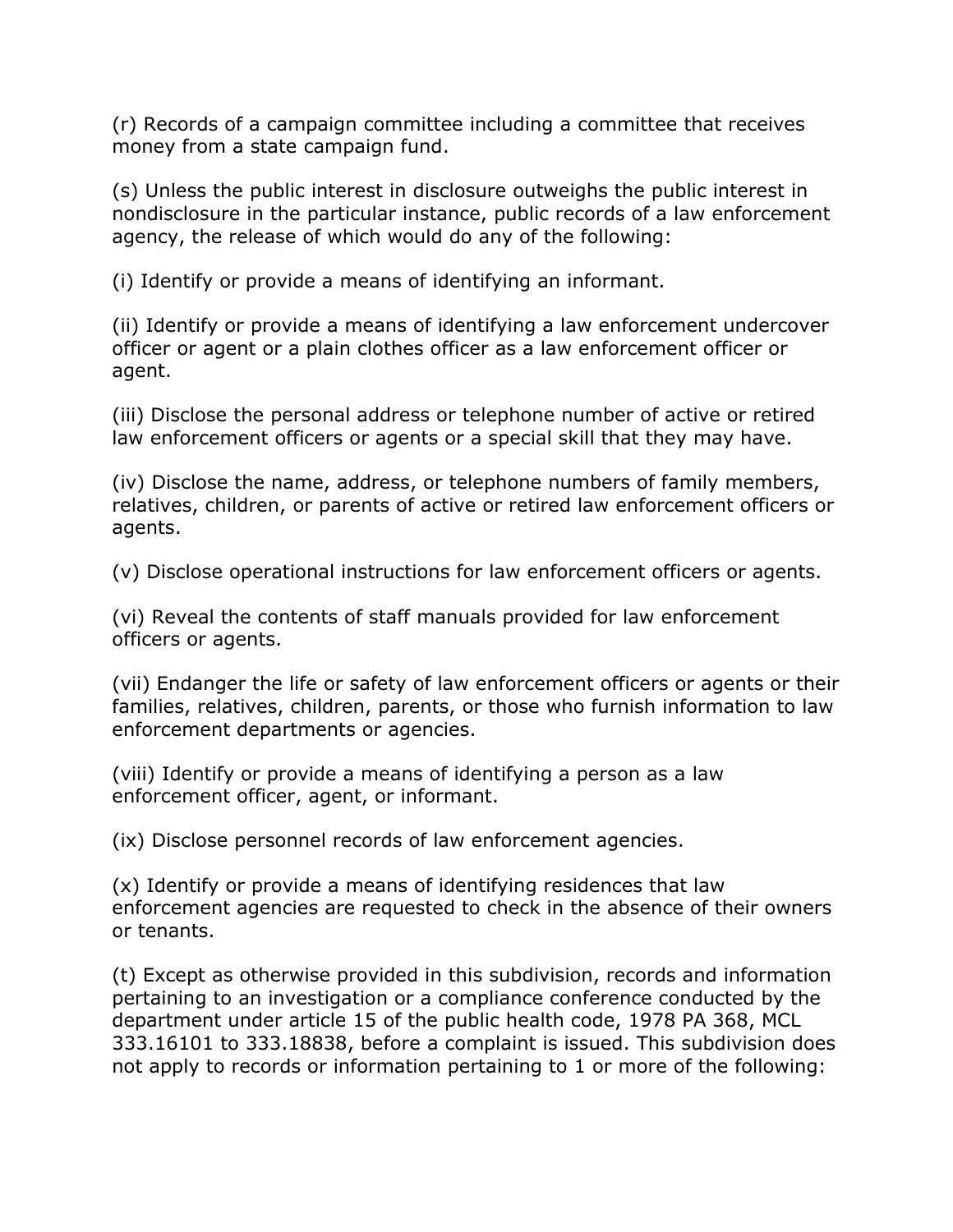(r) Records of a campaign committee including a committee that receives money from a state campaign fund.

(s) Unless the public interest in disclosure outweighs the public interest in nondisclosure in the particular instance, public records of a law enforcement agency, the release of which would do any of the following:

(i) Identify or provide a means of identifying an informant.

(ii) Identify or provide a means of identifying a law enforcement undercover officer or agent or a plain clothes officer as a law enforcement officer or agent.

(iii) Disclose the personal address or telephone number of active or retired law enforcement officers or agents or a special skill that they may have.

(iv) Disclose the name, address, or telephone numbers of family members, relatives, children, or parents of active or retired law enforcement officers or agents.

(v) Disclose operational instructions for law enforcement officers or agents.

(vi) Reveal the contents of staff manuals provided for law enforcement officers or agents.

(vii) Endanger the life or safety of law enforcement officers or agents or their families, relatives, children, parents, or those who furnish information to law enforcement departments or agencies.

(viii) Identify or provide a means of identifying a person as a law enforcement officer, agent, or informant.

(ix) Disclose personnel records of law enforcement agencies.

(x) Identify or provide a means of identifying residences that law enforcement agencies are requested to check in the absence of their owners or tenants.

(t) Except as otherwise provided in this subdivision, records and information pertaining to an investigation or a compliance conference conducted by the department under article 15 of the public health code, 1978 PA 368, MCL 333.16101 to 333.18838, before a complaint is issued. This subdivision does not apply to records or information pertaining to 1 or more of the following: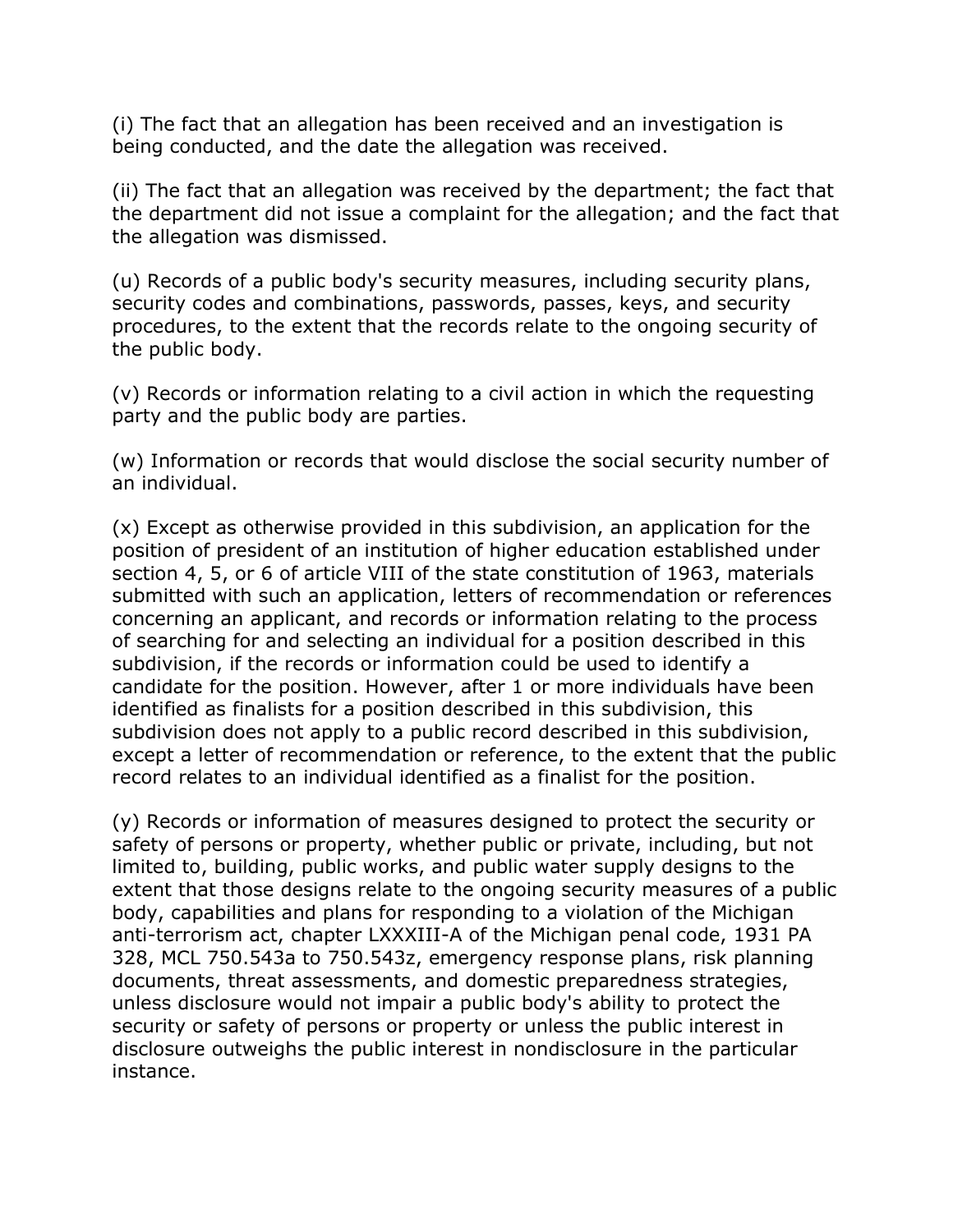(i) The fact that an allegation has been received and an investigation is being conducted, and the date the allegation was received.

(ii) The fact that an allegation was received by the department; the fact that the department did not issue a complaint for the allegation; and the fact that the allegation was dismissed.

(u) Records of a public body's security measures, including security plans, security codes and combinations, passwords, passes, keys, and security procedures, to the extent that the records relate to the ongoing security of the public body.

(v) Records or information relating to a civil action in which the requesting party and the public body are parties.

(w) Information or records that would disclose the social security number of an individual.

(x) Except as otherwise provided in this subdivision, an application for the position of president of an institution of higher education established under section 4, 5, or 6 of article VIII of the state constitution of 1963, materials submitted with such an application, letters of recommendation or references concerning an applicant, and records or information relating to the process of searching for and selecting an individual for a position described in this subdivision, if the records or information could be used to identify a candidate for the position. However, after 1 or more individuals have been identified as finalists for a position described in this subdivision, this subdivision does not apply to a public record described in this subdivision, except a letter of recommendation or reference, to the extent that the public record relates to an individual identified as a finalist for the position.

(y) Records or information of measures designed to protect the security or safety of persons or property, whether public or private, including, but not limited to, building, public works, and public water supply designs to the extent that those designs relate to the ongoing security measures of a public body, capabilities and plans for responding to a violation of the Michigan anti-terrorism act, chapter LXXXIII-A of the Michigan penal code, 1931 PA 328, MCL 750.543a to 750.543z, emergency response plans, risk planning documents, threat assessments, and domestic preparedness strategies, unless disclosure would not impair a public body's ability to protect the security or safety of persons or property or unless the public interest in disclosure outweighs the public interest in nondisclosure in the particular instance.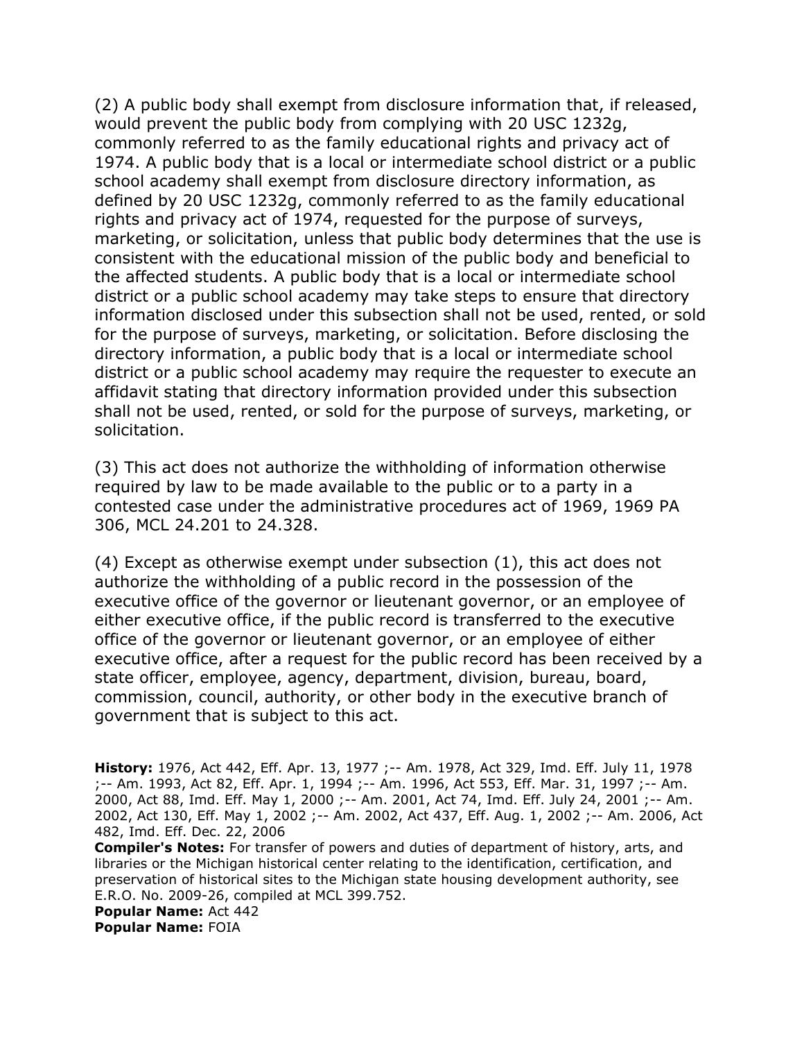(2) A public body shall exempt from disclosure information that, if released, would prevent the public body from complying with 20 USC 1232g, commonly referred to as the family educational rights and privacy act of 1974. A public body that is a local or intermediate school district or a public school academy shall exempt from disclosure directory information, as defined by 20 USC 1232g, commonly referred to as the family educational rights and privacy act of 1974, requested for the purpose of surveys, marketing, or solicitation, unless that public body determines that the use is consistent with the educational mission of the public body and beneficial to the affected students. A public body that is a local or intermediate school district or a public school academy may take steps to ensure that directory information disclosed under this subsection shall not be used, rented, or sold for the purpose of surveys, marketing, or solicitation. Before disclosing the directory information, a public body that is a local or intermediate school district or a public school academy may require the requester to execute an affidavit stating that directory information provided under this subsection shall not be used, rented, or sold for the purpose of surveys, marketing, or solicitation.

(3) This act does not authorize the withholding of information otherwise required by law to be made available to the public or to a party in a contested case under the administrative procedures act of 1969, 1969 PA 306, MCL 24.201 to 24.328.

(4) Except as otherwise exempt under subsection (1), this act does not authorize the withholding of a public record in the possession of the executive office of the governor or lieutenant governor, or an employee of either executive office, if the public record is transferred to the executive office of the governor or lieutenant governor, or an employee of either executive office, after a request for the public record has been received by a state officer, employee, agency, department, division, bureau, board, commission, council, authority, or other body in the executive branch of government that is subject to this act.

**History:** 1976, Act 442, Eff. Apr. 13, 1977 ;-- Am. 1978, Act 329, Imd. Eff. July 11, 1978 ;-- Am. 1993, Act 82, Eff. Apr. 1, 1994 ;-- Am. 1996, Act 553, Eff. Mar. 31, 1997 ;-- Am. 2000, Act 88, Imd. Eff. May 1, 2000 ;-- Am. 2001, Act 74, Imd. Eff. July 24, 2001 ;-- Am. 2002, Act 130, Eff. May 1, 2002 ;-- Am. 2002, Act 437, Eff. Aug. 1, 2002 ;-- Am. 2006, Act 482, Imd. Eff. Dec. 22, 2006

**Compiler's Notes:** For transfer of powers and duties of department of history, arts, and libraries or the Michigan historical center relating to the identification, certification, and preservation of historical sites to the Michigan state housing development authority, see E.R.O. No. 2009-26, compiled at MCL 399.752.

**Popular Name:** Act 442

**Popular Name:** FOIA